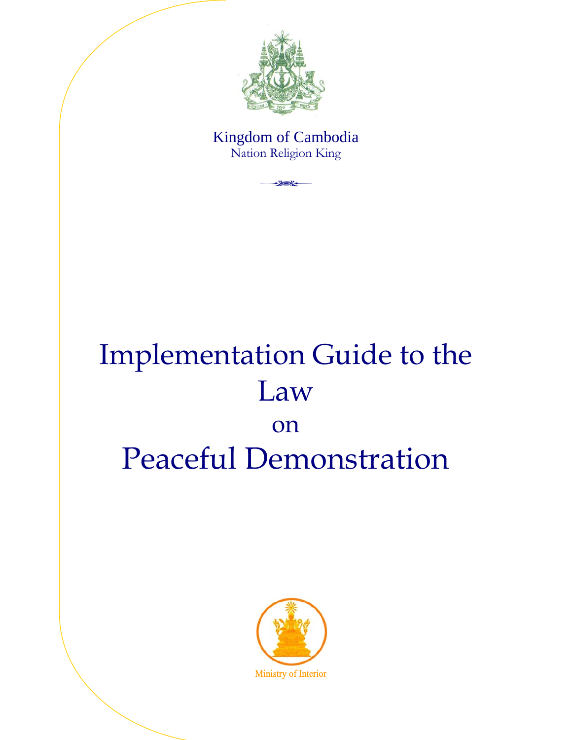Kingdom of Cambodia

Nation Religion King

# Implementation Guide to the Law on Peaceful Demonstration

Ministry of Interior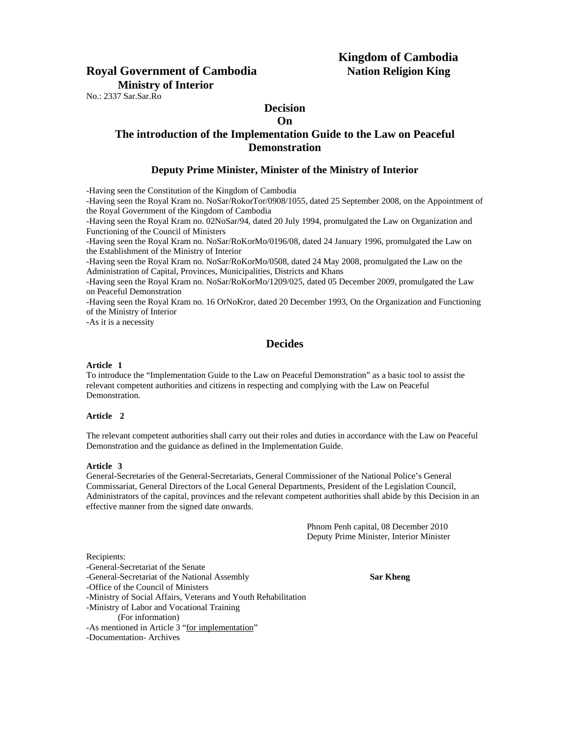**Kingdom of Cambodia**
**Nation Religion King**

**Royal Government of Cambodia**
**Ministry of Interior**

No.: 2337 Sar.Sar.Ro

# Decision On The introduction of the Implementation Guide to the Law on Peaceful Demonstration

### Deputy Prime Minister, Minister of the Ministry of Interior

-Having seen the Constitution of the Kingdom of Cambodia
-Having seen the Royal Kram no. NoSar/RokorTor/0908/1055, dated 25 September 2008, on the Appointment of the Royal Government of the Kingdom of Cambodia
-Having seen the Royal Kram no. 02NoSar/94, dated 20 July 1994, promulgated the Law on Organization and Functioning of the Council of Ministers
-Having seen the Royal Kram no. NoSar/RoKorMo/0196/08, dated 24 January 1996, promulgated the Law on the Establishment of the Ministry of Interior
-Having seen the Royal Kram no. NoSar/RoKorMo/0508, dated 24 May 2008, promulgated the Law on the Administration of Capital, Provinces, Municipalities, Districts and Khans
-Having seen the Royal Kram no. NoSar/RoKorMo/1209/025, dated 05 December 2009, promulgated the Law on Peaceful Demonstration
-Having seen the Royal Kram no. 16 OrNoKror, dated 20 December 1993, On the Organization and Functioning of the Ministry of Interior
-As it is a necessity

## Decides

**Article 1**
To introduce the "Implementation Guide to the Law on Peaceful Demonstration" as a basic tool to assist the relevant competent authorities and citizens in respecting and complying with the Law on Peaceful Demonstration.

**Article 2**

The relevant competent authorities shall carry out their roles and duties in accordance with the Law on Peaceful Demonstration and the guidance as defined in the Implementation Guide.

**Article 3**
General-Secretaries of the General-Secretariats, General Commissioner of the National Police's General Commissariat, General Directors of the Local General Departments, President of the Legislation Council, Administrators of the capital, provinces and the relevant competent authorities shall abide by this Decision in an effective manner from the signed date onwards.

Phnom Penh capital, 08 December 2010
Deputy Prime Minister, Interior Minister

**Sar Kheng**

Recipients:
-General-Secretariat of the Senate
-General-Secretariat of the National Assembly
-Office of the Council of Ministers
-Ministry of Social Affairs, Veterans and Youth Rehabilitation
-Ministry of Labor and Vocational Training
(For information)
-As mentioned in Article 3 "for implementation"
-Documentation- Archives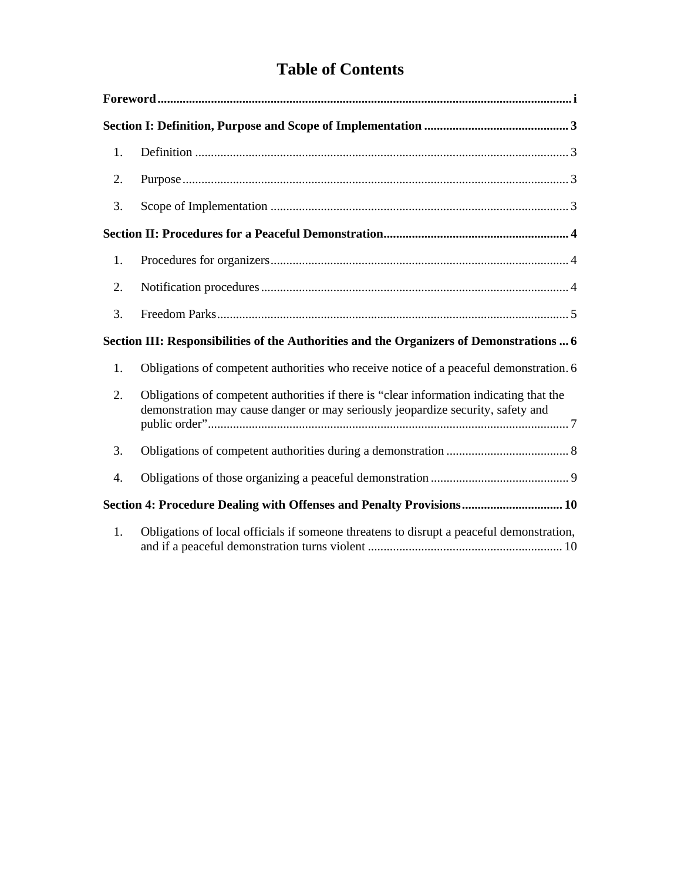# Table of Contents

**Foreword** ..... i

**Section I: Definition, Purpose and Scope of Implementation** ..... 3

1. Definition ..... 3
2. Purpose ..... 3
3. Scope of Implementation ..... 3

**Section II: Procedures for a Peaceful Demonstration** ..... 4

1. Procedures for organizers ..... 4
2. Notification procedures ..... 4
3. Freedom Parks ..... 5

**Section III: Responsibilities of the Authorities and the Organizers of Demonstrations** ..... 6

1. Obligations of competent authorities who receive notice of a peaceful demonstration ..... 6
2. Obligations of competent authorities if there is "clear information indicating that the demonstration may cause danger or may seriously jeopardize security, safety and public order" ..... 7
3. Obligations of competent authorities during a demonstration ..... 8
4. Obligations of those organizing a peaceful demonstration ..... 9

**Section 4: Procedure Dealing with Offenses and Penalty Provisions** ..... 10

1. Obligations of local officials if someone threatens to disrupt a peaceful demonstration, and if a peaceful demonstration turns violent ..... 10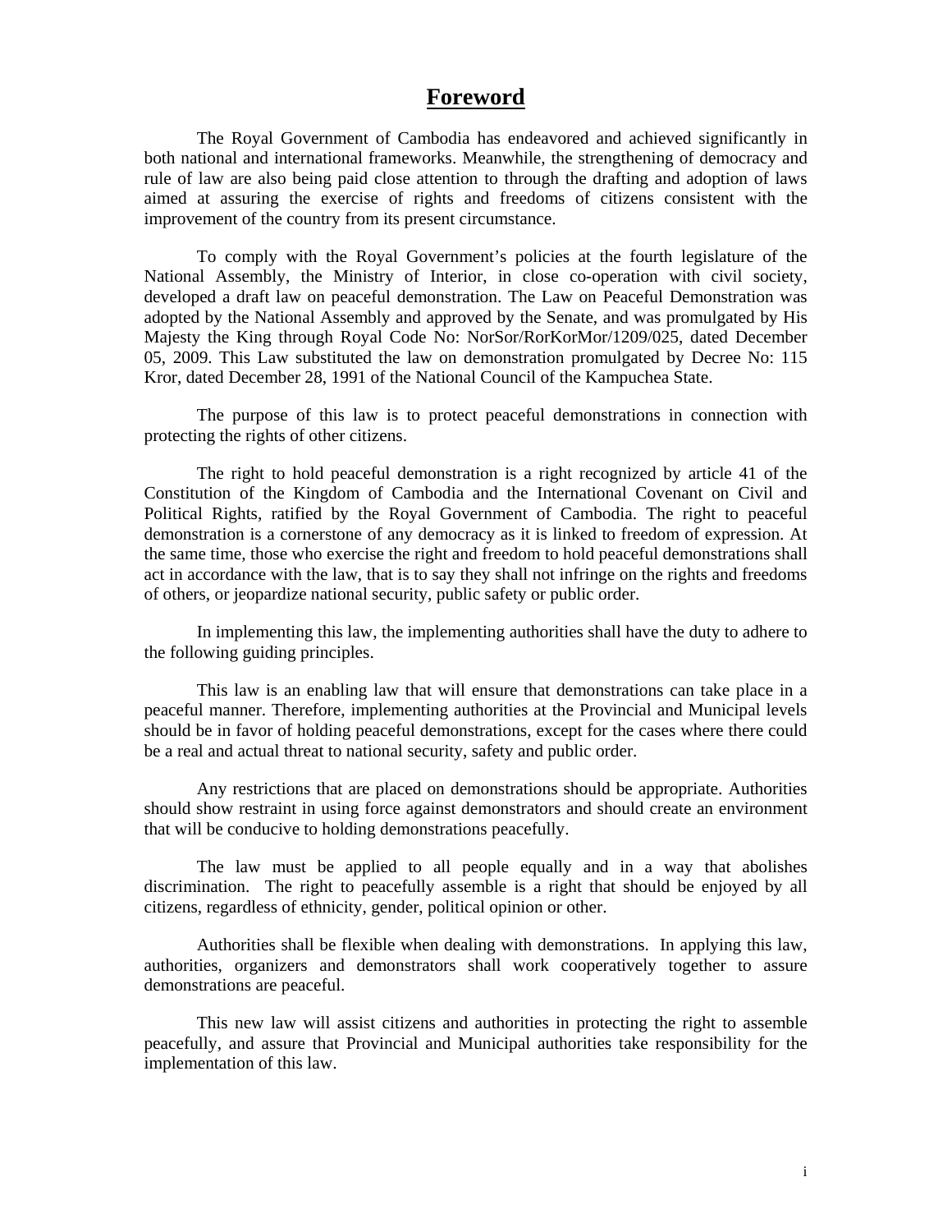# Foreword

The Royal Government of Cambodia has endeavored and achieved significantly in both national and international frameworks. Meanwhile, the strengthening of democracy and rule of law are also being paid close attention to through the drafting and adoption of laws aimed at assuring the exercise of rights and freedoms of citizens consistent with the improvement of the country from its present circumstance.

To comply with the Royal Government's policies at the fourth legislature of the National Assembly, the Ministry of Interior, in close co-operation with civil society, developed a draft law on peaceful demonstration. The Law on Peaceful Demonstration was adopted by the National Assembly and approved by the Senate, and was promulgated by His Majesty the King through Royal Code No: NorSor/RorKorMor/1209/025, dated December 05, 2009. This Law substituted the law on demonstration promulgated by Decree No: 115 Kror, dated December 28, 1991 of the National Council of the Kampuchea State.

The purpose of this law is to protect peaceful demonstrations in connection with protecting the rights of other citizens.

The right to hold peaceful demonstration is a right recognized by article 41 of the Constitution of the Kingdom of Cambodia and the International Covenant on Civil and Political Rights, ratified by the Royal Government of Cambodia. The right to peaceful demonstration is a cornerstone of any democracy as it is linked to freedom of expression. At the same time, those who exercise the right and freedom to hold peaceful demonstrations shall act in accordance with the law, that is to say they shall not infringe on the rights and freedoms of others, or jeopardize national security, public safety or public order.

In implementing this law, the implementing authorities shall have the duty to adhere to the following guiding principles.

This law is an enabling law that will ensure that demonstrations can take place in a peaceful manner. Therefore, implementing authorities at the Provincial and Municipal levels should be in favor of holding peaceful demonstrations, except for the cases where there could be a real and actual threat to national security, safety and public order.

Any restrictions that are placed on demonstrations should be appropriate. Authorities should show restraint in using force against demonstrators and should create an environment that will be conducive to holding demonstrations peacefully.

The law must be applied to all people equally and in a way that abolishes discrimination. The right to peacefully assemble is a right that should be enjoyed by all citizens, regardless of ethnicity, gender, political opinion or other.

Authorities shall be flexible when dealing with demonstrations. In applying this law, authorities, organizers and demonstrators shall work cooperatively together to assure demonstrations are peaceful.

This new law will assist citizens and authorities in protecting the right to assemble peacefully, and assure that Provincial and Municipal authorities take responsibility for the implementation of this law.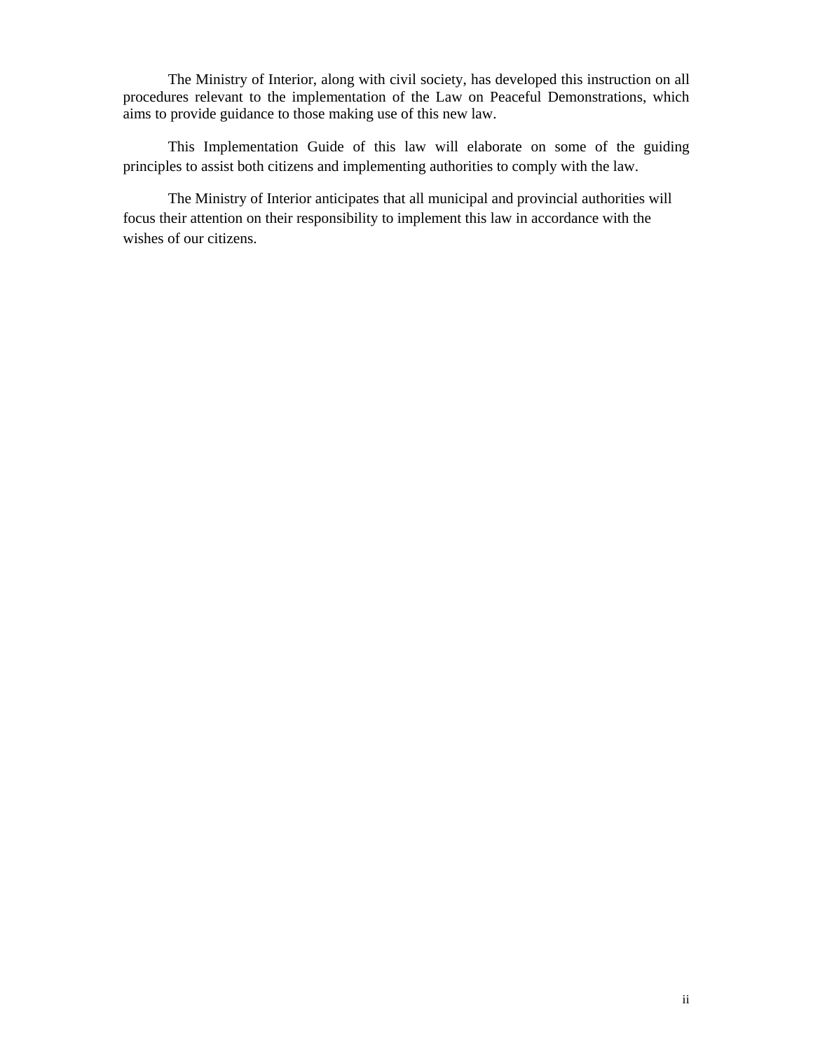The Ministry of Interior, along with civil society, has developed this instruction on all procedures relevant to the implementation of the Law on Peaceful Demonstrations, which aims to provide guidance to those making use of this new law.

This Implementation Guide of this law will elaborate on some of the guiding principles to assist both citizens and implementing authorities to comply with the law.

The Ministry of Interior anticipates that all municipal and provincial authorities will focus their attention on their responsibility to implement this law in accordance with the wishes of our citizens.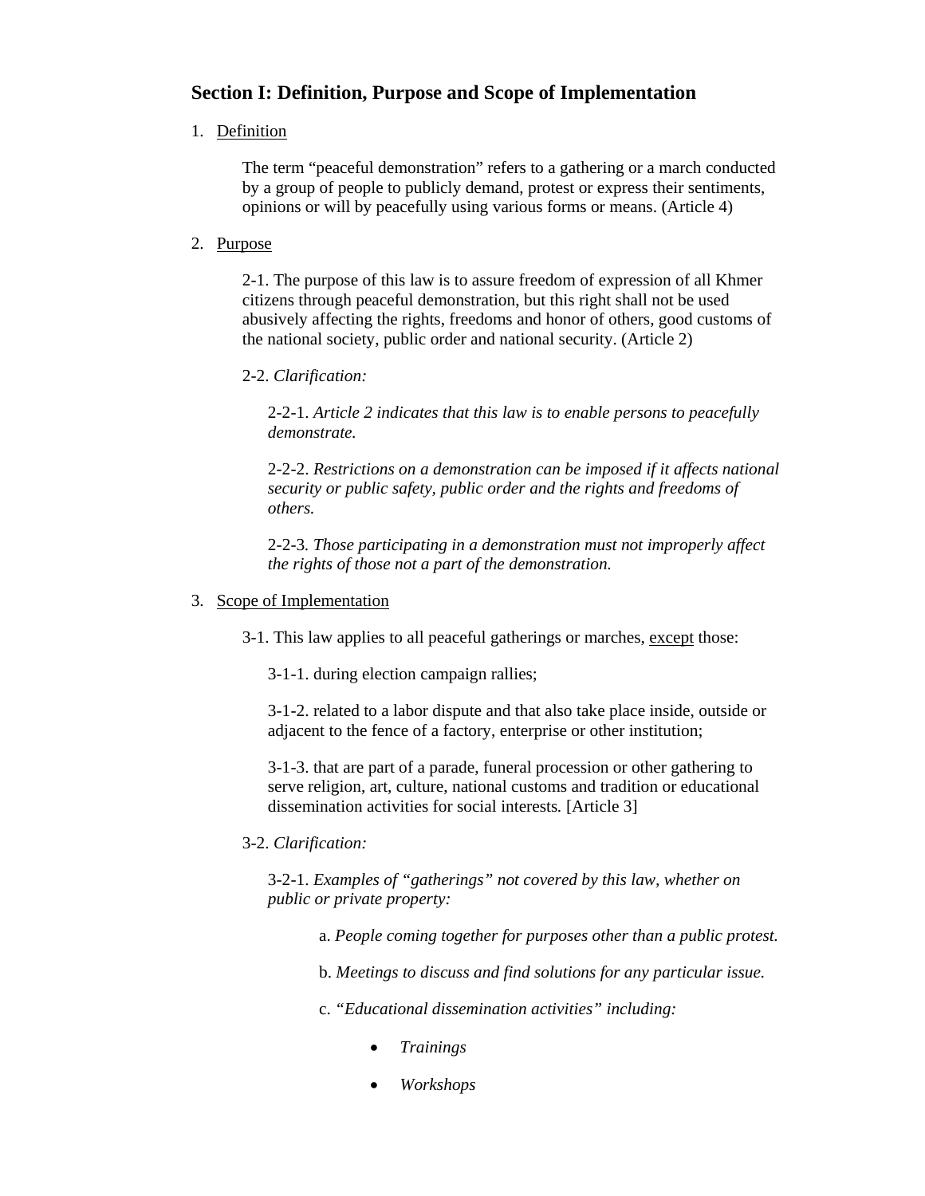## Section I: Definition, Purpose and Scope of Implementation

1. <u>Definition</u>

   The term "peaceful demonstration" refers to a gathering or a march conducted by a group of people to publicly demand, protest or express their sentiments, opinions or will by peacefully using various forms or means. (Article 4)

2. <u>Purpose</u>

   2-1. The purpose of this law is to assure freedom of expression of all Khmer citizens through peaceful demonstration, but this right shall not be used abusively affecting the rights, freedoms and honor of others, good customs of the national society, public order and national security. (Article 2)

   2-2. *Clarification:*

   2-2-1. *Article 2 indicates that this law is to enable persons to peacefully demonstrate.*

   2-2-2. *Restrictions on a demonstration can be imposed if it affects national security or public safety, public order and the rights and freedoms of others.*

   2-2-3. *Those participating in a demonstration must not improperly affect the rights of those not a part of the demonstration.*

3. <u>Scope of Implementation</u>

   3-1. This law applies to all peaceful gatherings or marches, <u>except</u> those:

   3-1-1. during election campaign rallies;

   3-1-2. related to a labor dispute and that also take place inside, outside or adjacent to the fence of a factory, enterprise or other institution;

   3-1-3. that are part of a parade, funeral procession or other gathering to serve religion, art, culture, national customs and tradition or educational dissemination activities for social interests. [Article 3]

   3-2. *Clarification:*

   3-2-1. *Examples of "gatherings" not covered by this law, whether on public or private property:*

   a. *People coming together for purposes other than a public protest.*

   b. *Meetings to discuss and find solutions for any particular issue.*

   c. *"Educational dissemination activities" including:*

   - *Trainings*
   - *Workshops*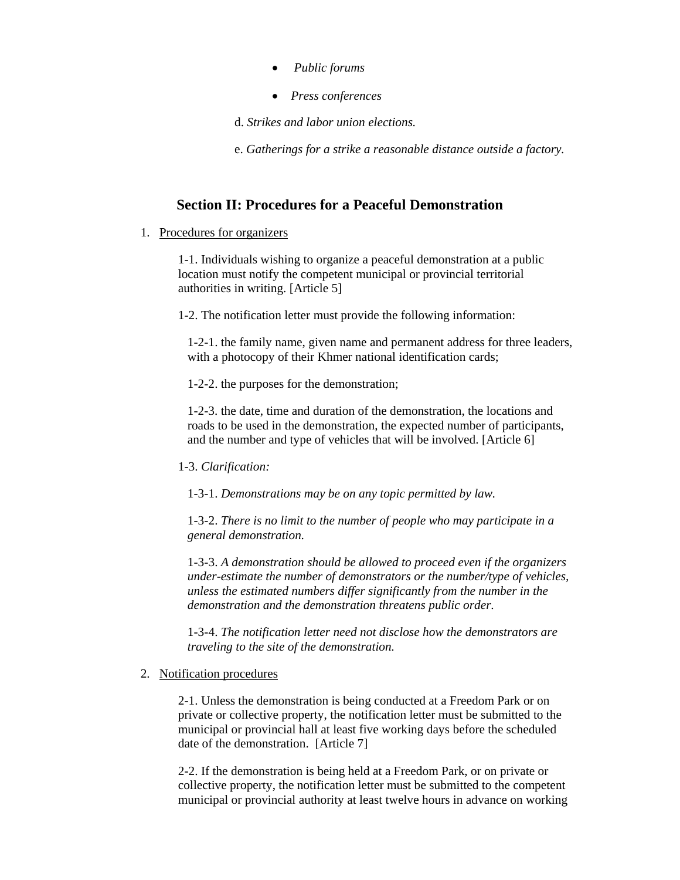- *Public forums*
- *Press conferences*

d. *Strikes and labor union elections.*

e. *Gatherings for a strike a reasonable distance outside a factory.*

## Section II: Procedures for a Peaceful Demonstration

1. Procedures for organizers

   1-1. Individuals wishing to organize a peaceful demonstration at a public location must notify the competent municipal or provincial territorial authorities in writing. [Article 5]

   1-2. The notification letter must provide the following information:

   1-2-1. the family name, given name and permanent address for three leaders, with a photocopy of their Khmer national identification cards;

   1-2-2. the purposes for the demonstration;

   1-2-3. the date, time and duration of the demonstration, the locations and roads to be used in the demonstration, the expected number of participants, and the number and type of vehicles that will be involved. [Article 6]

   1-3. *Clarification:*

   1-3-1. *Demonstrations may be on any topic permitted by law.*

   1-3-2. *There is no limit to the number of people who may participate in a general demonstration.*

   1-3-3. *A demonstration should be allowed to proceed even if the organizers under-estimate the number of demonstrators or the number/type of vehicles, unless the estimated numbers differ significantly from the number in the demonstration and the demonstration threatens public order.*

   1-3-4. *The notification letter need not disclose how the demonstrators are traveling to the site of the demonstration.*

2. Notification procedures

   2-1. Unless the demonstration is being conducted at a Freedom Park or on private or collective property, the notification letter must be submitted to the municipal or provincial hall at least five working days before the scheduled date of the demonstration. [Article 7]

   2-2. If the demonstration is being held at a Freedom Park, or on private or collective property, the notification letter must be submitted to the competent municipal or provincial authority at least twelve hours in advance on working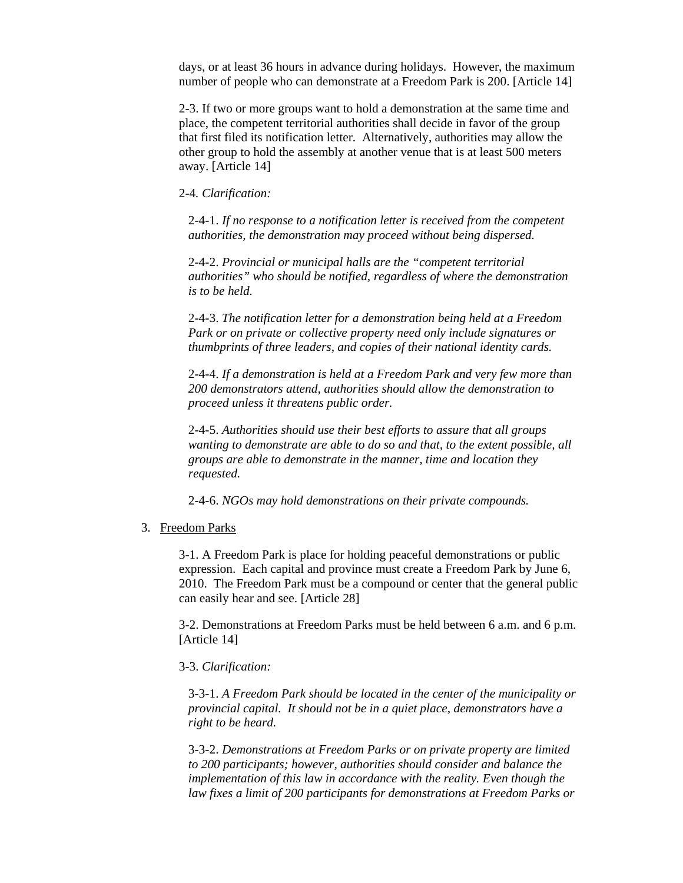days, or at least 36 hours in advance during holidays. However, the maximum number of people who can demonstrate at a Freedom Park is 200. [Article 14]

2-3. If two or more groups want to hold a demonstration at the same time and place, the competent territorial authorities shall decide in favor of the group that first filed its notification letter. Alternatively, authorities may allow the other group to hold the assembly at another venue that is at least 500 meters away. [Article 14]

2-4. *Clarification:*

2-4-1. *If no response to a notification letter is received from the competent authorities, the demonstration may proceed without being dispersed.*

2-4-2. *Provincial or municipal halls are the "competent territorial authorities" who should be notified, regardless of where the demonstration is to be held.*

2-4-3. *The notification letter for a demonstration being held at a Freedom Park or on private or collective property need only include signatures or thumbprints of three leaders, and copies of their national identity cards.*

2-4-4. *If a demonstration is held at a Freedom Park and very few more than 200 demonstrators attend, authorities should allow the demonstration to proceed unless it threatens public order.*

2-4-5. *Authorities should use their best efforts to assure that all groups wanting to demonstrate are able to do so and that, to the extent possible, all groups are able to demonstrate in the manner, time and location they requested.*

2-4-6. *NGOs may hold demonstrations on their private compounds.*

3. <u>Freedom Parks</u>

3-1. A Freedom Park is place for holding peaceful demonstrations or public expression. Each capital and province must create a Freedom Park by June 6, 2010. The Freedom Park must be a compound or center that the general public can easily hear and see. [Article 28]

3-2. Demonstrations at Freedom Parks must be held between 6 a.m. and 6 p.m. [Article 14]

3-3. *Clarification:*

3-3-1. *A Freedom Park should be located in the center of the municipality or provincial capital. It should not be in a quiet place, demonstrators have a right to be heard.*

3-3-2. *Demonstrations at Freedom Parks or on private property are limited to 200 participants; however, authorities should consider and balance the implementation of this law in accordance with the reality. Even though the law fixes a limit of 200 participants for demonstrations at Freedom Parks or*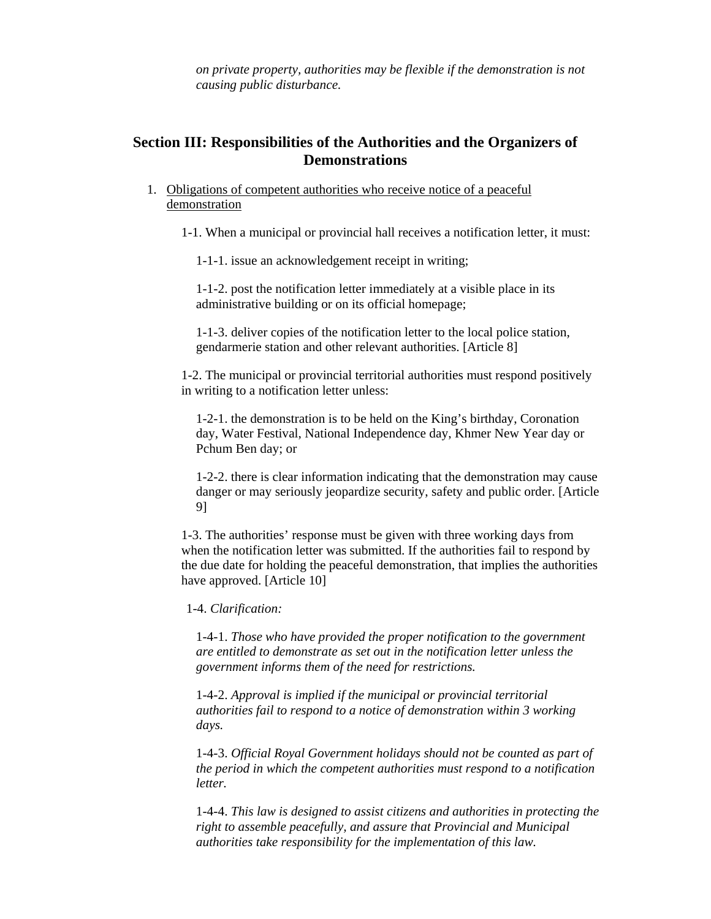*on private property, authorities may be flexible if the demonstration is not causing public disturbance.*

## Section III: Responsibilities of the Authorities and the Organizers of Demonstrations

1. <u>Obligations of competent authorities who receive notice of a peaceful demonstration</u>

   1-1. When a municipal or provincial hall receives a notification letter, it must:

   1-1-1. issue an acknowledgement receipt in writing;

   1-1-2. post the notification letter immediately at a visible place in its administrative building or on its official homepage;

   1-1-3. deliver copies of the notification letter to the local police station, gendarmerie station and other relevant authorities. [Article 8]

   1-2. The municipal or provincial territorial authorities must respond positively in writing to a notification letter unless:

   1-2-1. the demonstration is to be held on the King's birthday, Coronation day, Water Festival, National Independence day, Khmer New Year day or Pchum Ben day; or

   1-2-2. there is clear information indicating that the demonstration may cause danger or may seriously jeopardize security, safety and public order. [Article 9]

   1-3. The authorities' response must be given with three working days from when the notification letter was submitted. If the authorities fail to respond by the due date for holding the peaceful demonstration, that implies the authorities have approved. [Article 10]

   1-4. *Clarification:*

   1-4-1. *Those who have provided the proper notification to the government are entitled to demonstrate as set out in the notification letter unless the government informs them of the need for restrictions.*

   1-4-2. *Approval is implied if the municipal or provincial territorial authorities fail to respond to a notice of demonstration within 3 working days.*

   1-4-3. *Official Royal Government holidays should not be counted as part of the period in which the competent authorities must respond to a notification letter.*

   1-4-4. *This law is designed to assist citizens and authorities in protecting the right to assemble peacefully, and assure that Provincial and Municipal authorities take responsibility for the implementation of this law.*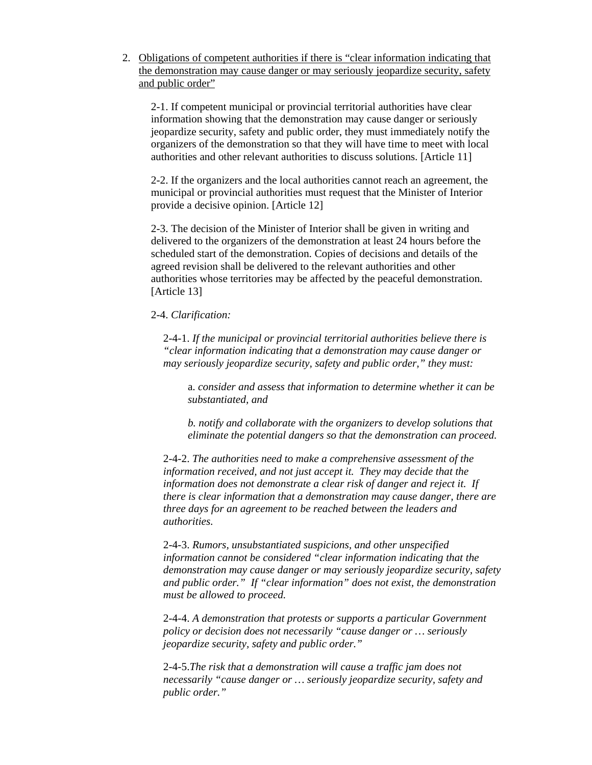2. <u>Obligations of competent authorities if there is "clear information indicating that the demonstration may cause danger or may seriously jeopardize security, safety and public order"</u>

   2-1. If competent municipal or provincial territorial authorities have clear information showing that the demonstration may cause danger or seriously jeopardize security, safety and public order, they must immediately notify the organizers of the demonstration so that they will have time to meet with local authorities and other relevant authorities to discuss solutions. [Article 11]

   2-2. If the organizers and the local authorities cannot reach an agreement, the municipal or provincial authorities must request that the Minister of Interior provide a decisive opinion. [Article 12]

   2-3. The decision of the Minister of Interior shall be given in writing and delivered to the organizers of the demonstration at least 24 hours before the scheduled start of the demonstration. Copies of decisions and details of the agreed revision shall be delivered to the relevant authorities and other authorities whose territories may be affected by the peaceful demonstration. [Article 13]

   2-4. *Clarification:*

   2-4-1. *If the municipal or provincial territorial authorities believe there is "clear information indicating that a demonstration may cause danger or may seriously jeopardize security, safety and public order," they must:*

   a. *consider and assess that information to determine whether it can be substantiated, and*

   *b. notify and collaborate with the organizers to develop solutions that eliminate the potential dangers so that the demonstration can proceed.*

   2-4-2. *The authorities need to make a comprehensive assessment of the information received, and not just accept it. They may decide that the information does not demonstrate a clear risk of danger and reject it. If there is clear information that a demonstration may cause danger, there are three days for an agreement to be reached between the leaders and authorities.*

   2-4-3. *Rumors, unsubstantiated suspicions, and other unspecified information cannot be considered "clear information indicating that the demonstration may cause danger or may seriously jeopardize security, safety and public order." If "clear information" does not exist, the demonstration must be allowed to proceed.*

   2-4-4. *A demonstration that protests or supports a particular Government policy or decision does not necessarily "cause danger or … seriously jeopardize security, safety and public order."*

   2-4-5.*The risk that a demonstration will cause a traffic jam does not necessarily "cause danger or … seriously jeopardize security, safety and public order."*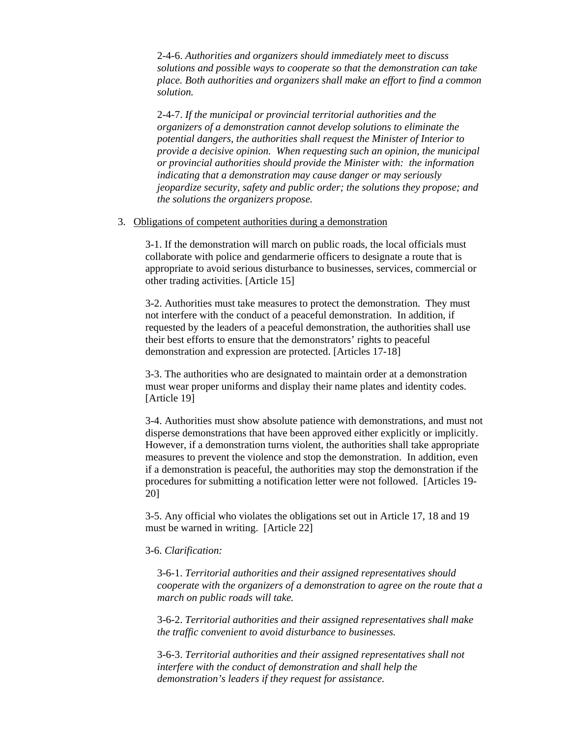2-4-6. *Authorities and organizers should immediately meet to discuss solutions and possible ways to cooperate so that the demonstration can take place. Both authorities and organizers shall make an effort to find a common solution.*

2-4-7. *If the municipal or provincial territorial authorities and the organizers of a demonstration cannot develop solutions to eliminate the potential dangers, the authorities shall request the Minister of Interior to provide a decisive opinion. When requesting such an opinion, the municipal or provincial authorities should provide the Minister with: the information indicating that a demonstration may cause danger or may seriously jeopardize security, safety and public order; the solutions they propose; and the solutions the organizers propose.*

3. <u>Obligations of competent authorities during a demonstration</u>

3-1. If the demonstration will march on public roads, the local officials must collaborate with police and gendarmerie officers to designate a route that is appropriate to avoid serious disturbance to businesses, services, commercial or other trading activities. [Article 15]

3-2. Authorities must take measures to protect the demonstration. They must not interfere with the conduct of a peaceful demonstration. In addition, if requested by the leaders of a peaceful demonstration, the authorities shall use their best efforts to ensure that the demonstrators' rights to peaceful demonstration and expression are protected. [Articles 17-18]

3-3. The authorities who are designated to maintain order at a demonstration must wear proper uniforms and display their name plates and identity codes. [Article 19]

3-4. Authorities must show absolute patience with demonstrations, and must not disperse demonstrations that have been approved either explicitly or implicitly. However, if a demonstration turns violent, the authorities shall take appropriate measures to prevent the violence and stop the demonstration. In addition, even if a demonstration is peaceful, the authorities may stop the demonstration if the procedures for submitting a notification letter were not followed. [Articles 19-20]

3-5. Any official who violates the obligations set out in Article 17, 18 and 19 must be warned in writing. [Article 22]

3-6. *Clarification:*

3-6-1. *Territorial authorities and their assigned representatives should cooperate with the organizers of a demonstration to agree on the route that a march on public roads will take.*

3-6-2. *Territorial authorities and their assigned representatives shall make the traffic convenient to avoid disturbance to businesses.*

3-6-3. *Territorial authorities and their assigned representatives shall not interfere with the conduct of demonstration and shall help the demonstration's leaders if they request for assistance.*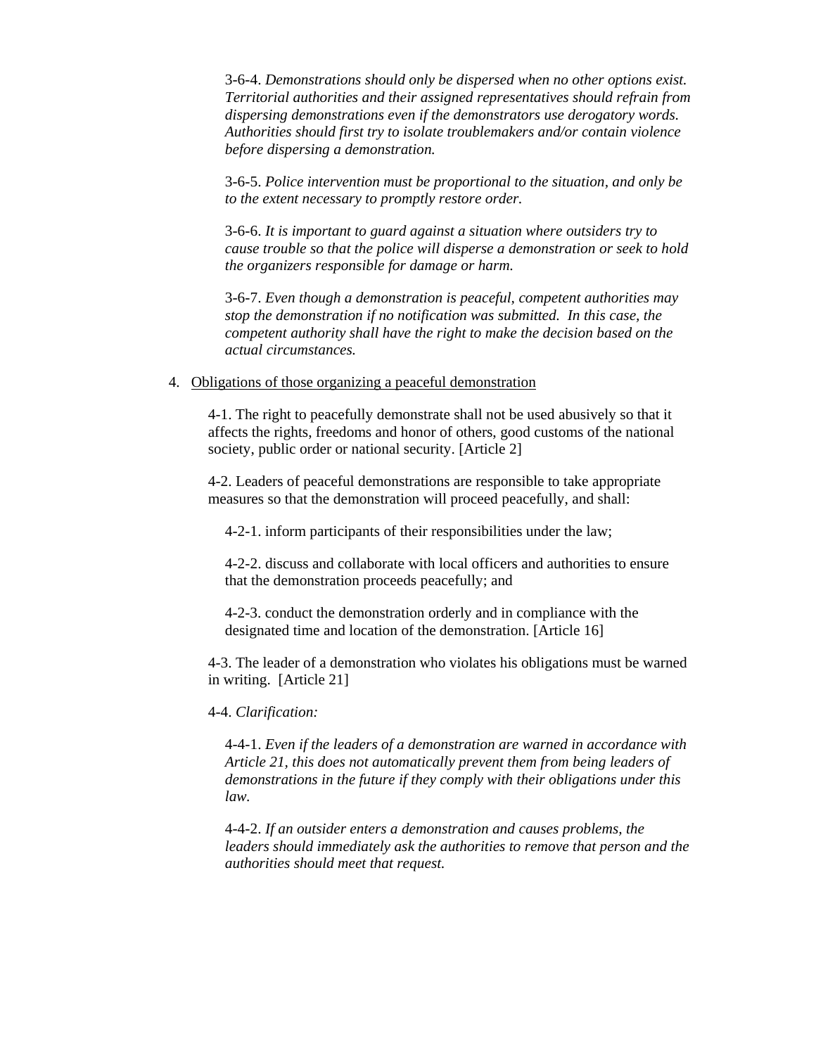3-6-4. *Demonstrations should only be dispersed when no other options exist. Territorial authorities and their assigned representatives should refrain from dispersing demonstrations even if the demonstrators use derogatory words. Authorities should first try to isolate troublemakers and/or contain violence before dispersing a demonstration.*

3-6-5. *Police intervention must be proportional to the situation, and only be to the extent necessary to promptly restore order.*

3-6-6. *It is important to guard against a situation where outsiders try to cause trouble so that the police will disperse a demonstration or seek to hold the organizers responsible for damage or harm.*

3-6-7. *Even though a demonstration is peaceful, competent authorities may stop the demonstration if no notification was submitted. In this case, the competent authority shall have the right to make the decision based on the actual circumstances.*

4. Obligations of those organizing a peaceful demonstration

4-1. The right to peacefully demonstrate shall not be used abusively so that it affects the rights, freedoms and honor of others, good customs of the national society, public order or national security. [Article 2]

4-2. Leaders of peaceful demonstrations are responsible to take appropriate measures so that the demonstration will proceed peacefully, and shall:

4-2-1. inform participants of their responsibilities under the law;

4-2-2. discuss and collaborate with local officers and authorities to ensure that the demonstration proceeds peacefully; and

4-2-3. conduct the demonstration orderly and in compliance with the designated time and location of the demonstration. [Article 16]

4-3. The leader of a demonstration who violates his obligations must be warned in writing. [Article 21]

4-4. *Clarification:*

4-4-1. *Even if the leaders of a demonstration are warned in accordance with Article 21, this does not automatically prevent them from being leaders of demonstrations in the future if they comply with their obligations under this law.*

4-4-2. *If an outsider enters a demonstration and causes problems, the leaders should immediately ask the authorities to remove that person and the authorities should meet that request.*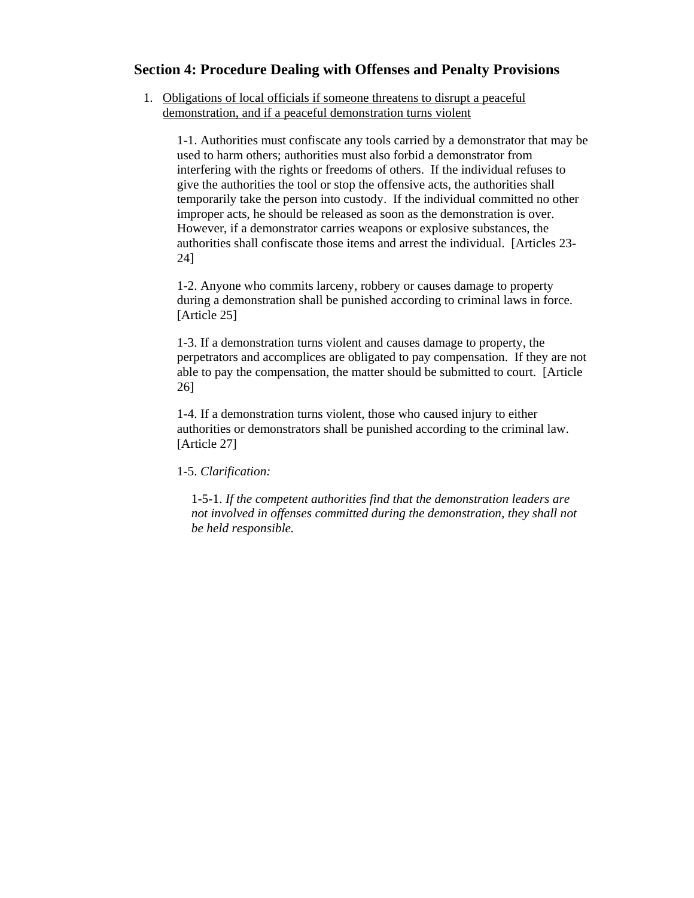## Section 4: Procedure Dealing with Offenses and Penalty Provisions

1. Obligations of local officials if someone threatens to disrupt a peaceful demonstration, and if a peaceful demonstration turns violent

   1-1. Authorities must confiscate any tools carried by a demonstrator that may be used to harm others; authorities must also forbid a demonstrator from interfering with the rights or freedoms of others. If the individual refuses to give the authorities the tool or stop the offensive acts, the authorities shall temporarily take the person into custody. If the individual committed no other improper acts, he should be released as soon as the demonstration is over. However, if a demonstrator carries weapons or explosive substances, the authorities shall confiscate those items and arrest the individual. [Articles 23-24]

   1-2. Anyone who commits larceny, robbery or causes damage to property during a demonstration shall be punished according to criminal laws in force. [Article 25]

   1-3. If a demonstration turns violent and causes damage to property, the perpetrators and accomplices are obligated to pay compensation. If they are not able to pay the compensation, the matter should be submitted to court. [Article 26]

   1-4. If a demonstration turns violent, those who caused injury to either authorities or demonstrators shall be punished according to the criminal law. [Article 27]

   1-5. *Clarification:*

      1-5-1. *If the competent authorities find that the demonstration leaders are not involved in offenses committed during the demonstration, they shall not be held responsible.*